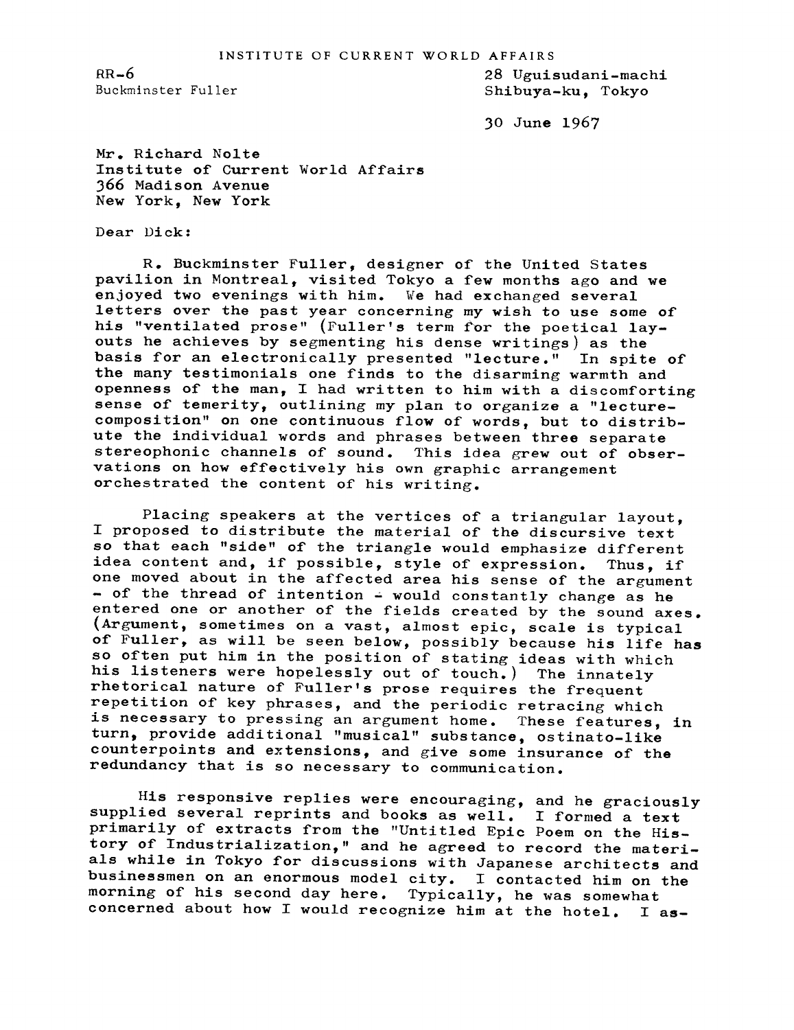INSTITUTE OF CURRENT WORLD AFFAIRS

RR-6
Buckminster Fuller

28 Uguisudani-machi
Shibuya-ku, Tokyo

30 June 1967

Mr. Richard Nolte
Institute of Current World Affairs
366 Madison Avenue
New York, New York

Dear Dick:

R. Buckminster Fuller, designer of the United States pavilion in Montreal, visited Tokyo a few months ago and we enjoyed two evenings with him. We had exchanged several letters over the past year concerning my wish to use some of his "ventilated prose" (Fuller's term for the poetical layouts he achieves by segmenting his dense writings) as the basis for an electronically presented "lecture." In spite of the many testimonials one finds to the disarming warmth and openness of the man, I had written to him with a discomforting sense of temerity, outlining my plan to organize a "lecture-composition" on one continuous flow of words, but to distribute the individual words and phrases between three separate stereophonic channels of sound. This idea grew out of observations on how effectively his own graphic arrangement orchestrated the content of his writing.

Placing speakers at the vertices of a triangular layout, I proposed to distribute the material of the discursive text so that each "side" of the triangle would emphasize different idea content and, if possible, style of expression. Thus, if one moved about in the affected area his sense of the argument - of the thread of intention - would constantly change as he entered one or another of the fields created by the sound axes. (Argument, sometimes on a vast, almost epic, scale is typical of Fuller, as will be seen below, possibly because his life has so often put him in the position of stating ideas with which his listeners were hopelessly out of touch.) The innately rhetorical nature of Fuller's prose requires the frequent repetition of key phrases, and the periodic retracing which is necessary to pressing an argument home. These features, in turn, provide additional "musical" substance, ostinato-like counterpoints and extensions, and give some insurance of the redundancy that is so necessary to communication.

His responsive replies were encouraging, and he graciously supplied several reprints and books as well. I formed a text primarily of extracts from the "Untitled Epic Poem on the History of Industrialization," and he agreed to record the materials while in Tokyo for discussions with Japanese architects and businessmen on an enormous model city. I contacted him on the morning of his second day here. Typically, he was somewhat concerned about how I would recognize him at the hotel. I as-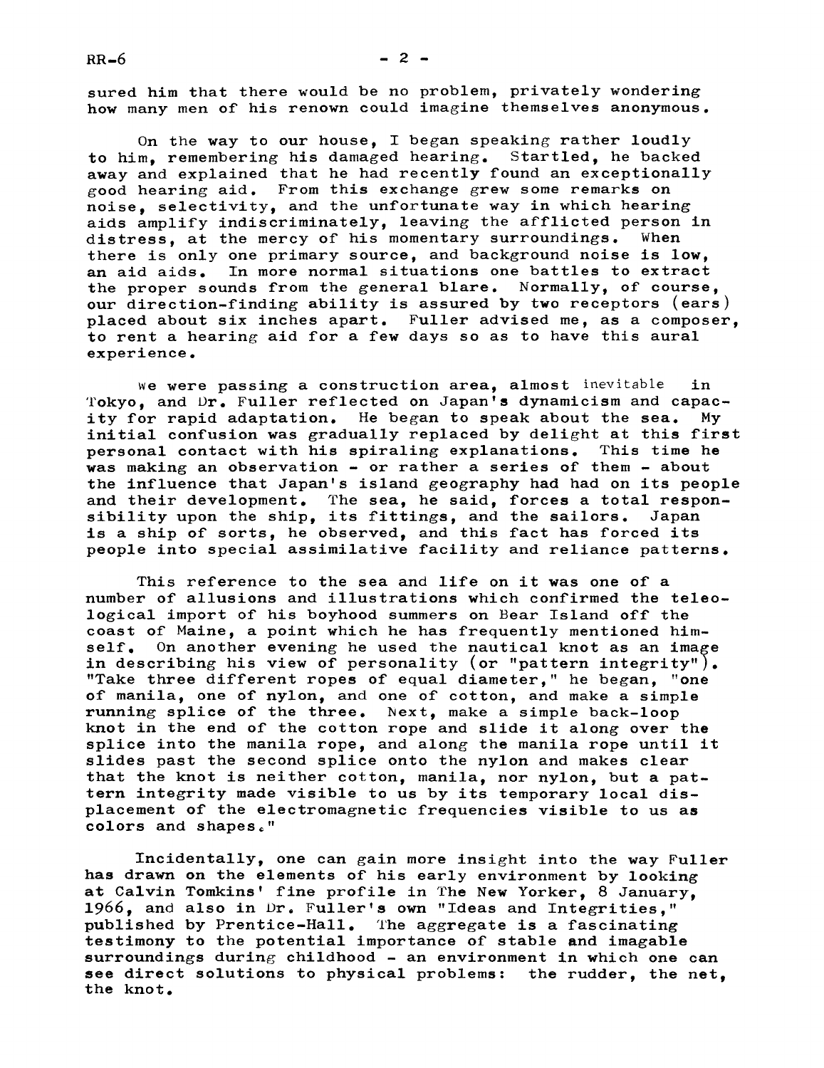sured him that there would be no problem, privately wondering how many men of his renown could imagine themselves anonymous.

On the way to our house, I began speaking rather loudly to him, remembering his damaged hearing. Startled, he backed away and explained that he had recently found an exceptionally good hearing aid. From this exchange grew some remarks on noise, selectivity, and the unfortunate way in which hearing aids amplify indiscriminately, leaving the afflicted person in distress, at the mercy of his momentary surroundings. When there is only one primary source, and background noise is low, an aid aids. In more normal situations one battles to extract the proper sounds from the general blare. Normally, of course, our direction-finding ability is assured by two receptors (ears) placed about six inches apart. Fuller advised me, as a composer, to rent a hearing aid for a few days so as to have this aural experience.

We were passing a construction area, almost inevitable in Tokyo, and Dr. Fuller reflected on Japan's dynamicism and capacity for rapid adaptation. He began to speak about the sea. My initial confusion was gradually replaced by delight at this first personal contact with his spiraling explanations. This time he was making an observation - or rather a series of them - about the influence that Japan's island geography had had on its people and their development. The sea, he said, forces a total responsibility upon the ship, its fittings, and the sailors. Japan is a ship of sorts, he observed, and this fact has forced its people into special assimilative facility and reliance patterns.

This reference to the sea and life on it was one of a number of allusions and illustrations which confirmed the teleological import of his boyhood summers on Bear Island off the coast of Maine, a point which he has frequently mentioned himself. On another evening he used the nautical knot as an image in describing his view of personality (or "pattern integrity"). "Take three different ropes of equal diameter," he began, "one of manila, one of nylon, and one of cotton, and make a simple running splice of the three. Next, make a simple back-loop knot in the end of the cotton rope and slide it along over the splice into the manila rope, and along the manila rope until it slides past the second splice onto the nylon and makes clear that the knot is neither cotton, manila, nor nylon, but a pattern integrity made visible to us by its temporary local displacement of the electromagnetic frequencies visible to us as colors and shapes."

Incidentally, one can gain more insight into the way Fuller has drawn on the elements of his early environment by looking at Calvin Tomkins' fine profile in The New Yorker, 8 January, 1966, and also in Dr. Fuller's own "Ideas and Integrities," published by Prentice-Hall. The aggregate is a fascinating testimony to the potential importance of stable and imagable surroundings during childhood - an environment in which one can see direct solutions to physical problems: the rudder, the net, the knot.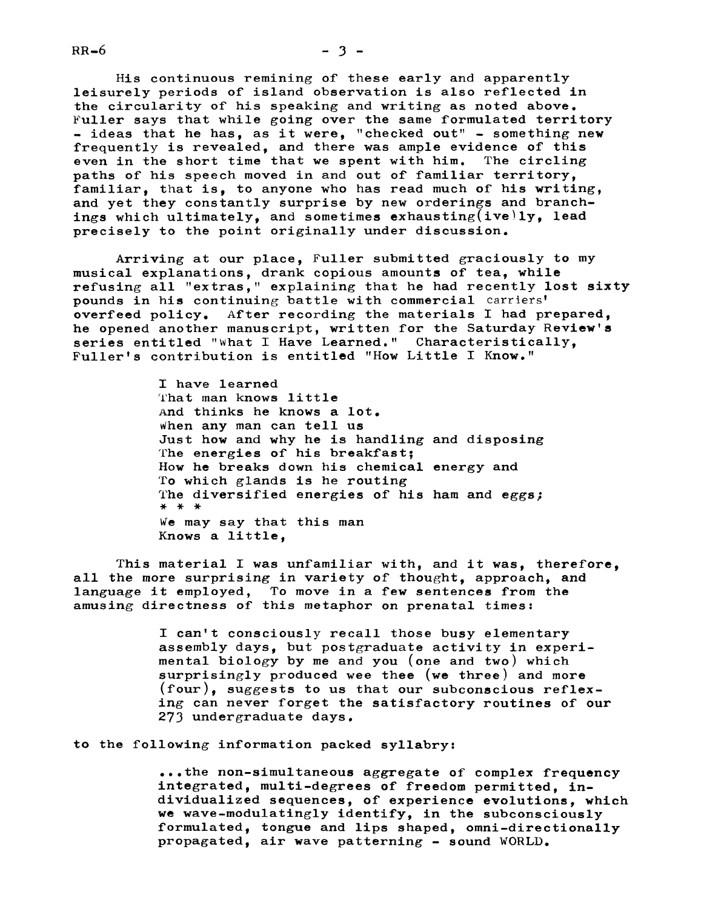His continuous remining of these early and apparently leisurely periods of island observation is also reflected in the circularity of his speaking and writing as noted above. Fuller says that while going over the same formulated territory - ideas that he has, as it were, "checked out" - something new frequently is revealed, and there was ample evidence of this even in the short time that we spent with him. The circling paths of his speech moved in and out of familiar territory, familiar, that is, to anyone who has read much of his writing, and yet they constantly surprise by new orderings and branchings which ultimately, and sometimes exhausting(ive)ly, lead precisely to the point originally under discussion.

Arriving at our place, Fuller submitted graciously to my musical explanations, drank copious amounts of tea, while refusing all "extras," explaining that he had recently lost sixty pounds in his continuing battle with commercial carriers' overfeed policy. After recording the materials I had prepared, he opened another manuscript, written for the Saturday Review's series entitled "What I Have Learned." Characteristically, Fuller's contribution is entitled "How Little I Know."

> I have learned
> That man knows little
> And thinks he knows a lot.
> When any man can tell us
> Just how and why he is handling and disposing
> The energies of his breakfast;
> How he breaks down his chemical energy and
> To which glands is he routing
> The diversified energies of his ham and eggs;
> \* \* \*
> We may say that this man
> Knows a little,

This material I was unfamiliar with, and it was, therefore, all the more surprising in variety of thought, approach, and language it employed, To move in a few sentences from the amusing directness of this metaphor on prenatal times:

> I can't consciously recall those busy elementary assembly days, but postgraduate activity in experimental biology by me and you (one and two) which surprisingly produced wee thee (we three) and more (four), suggests to us that our subconscious reflexing can never forget the satisfactory routines of our 273 undergraduate days.

to the following information packed syllabry:

> ...the non-simultaneous aggregate of complex frequency integrated, multi-degrees of freedom permitted, individualized sequences, of experience evolutions, which we wave-modulatingly identify, in the subconsciously formulated, tongue and lips shaped, omni-directionally propagated, air wave patterning - sound WORLD.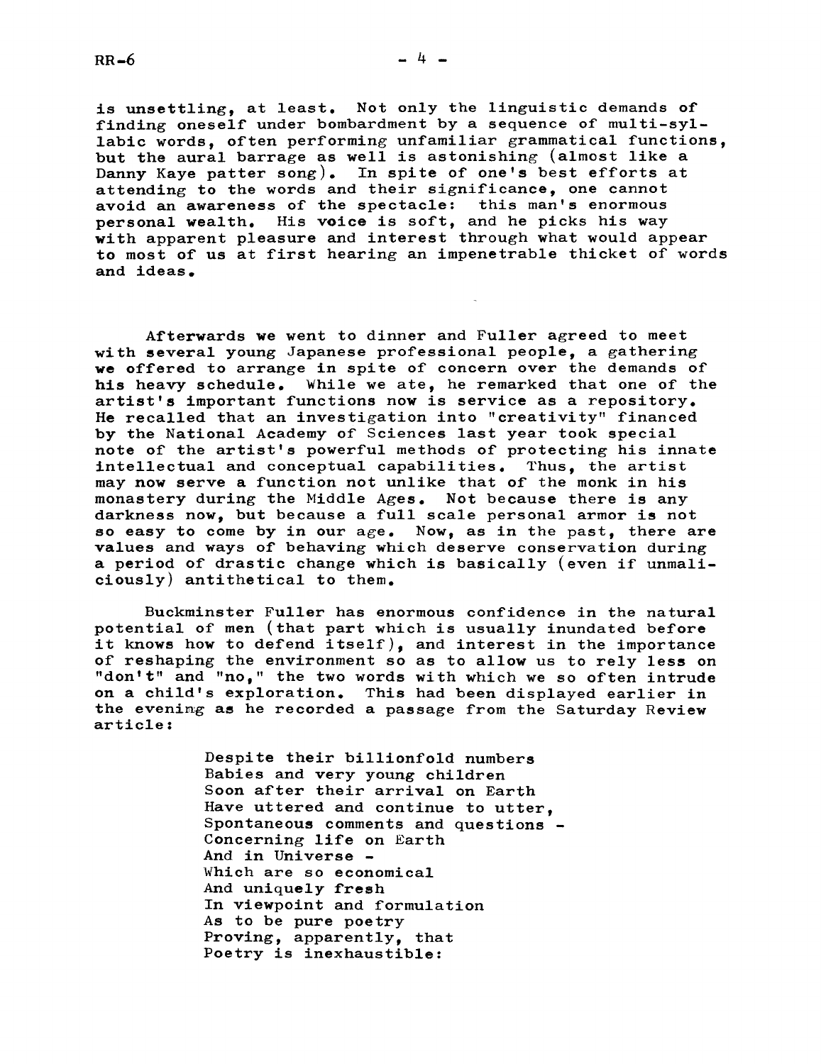is unsettling, at least. Not only the linguistic demands of finding oneself under bombardment by a sequence of multi-syllabic words, often performing unfamiliar grammatical functions, but the aural barrage as well is astonishing (almost like a Danny Kaye patter song). In spite of one's best efforts at attending to the words and their significance, one cannot avoid an awareness of the spectacle: this man's enormous personal wealth. His voice is soft, and he picks his way with apparent pleasure and interest through what would appear to most of us at first hearing an impenetrable thicket of words and ideas.

Afterwards we went to dinner and Fuller agreed to meet with several young Japanese professional people, a gathering we offered to arrange in spite of concern over the demands of his heavy schedule. While we ate, he remarked that one of the artist's important functions now is service as a repository. He recalled that an investigation into "creativity" financed by the National Academy of Sciences last year took special note of the artist's powerful methods of protecting his innate intellectual and conceptual capabilities. Thus, the artist may now serve a function not unlike that of the monk in his monastery during the Middle Ages. Not because there is any darkness now, but because a full scale personal armor is not so easy to come by in our age. Now, as in the past, there are values and ways of behaving which deserve conservation during a period of drastic change which is basically (even if unmaliciously) antithetical to them.

Buckminster Fuller has enormous confidence in the natural potential of men (that part which is usually inundated before it knows how to defend itself), and interest in the importance of reshaping the environment so as to allow us to rely less on "don't" and "no," the two words with which we so often intrude on a child's exploration. This had been displayed earlier in the evening as he recorded a passage from the Saturday Review article:

> Despite their billionfold numbers
> Babies and very young children
> Soon after their arrival on Earth
> Have uttered and continue to utter,
> Spontaneous comments and questions -
> Concerning life on Earth
> And in Universe -
> Which are so economical
> And uniquely fresh
> In viewpoint and formulation
> As to be pure poetry
> Proving, apparently, that
> Poetry is inexhaustible: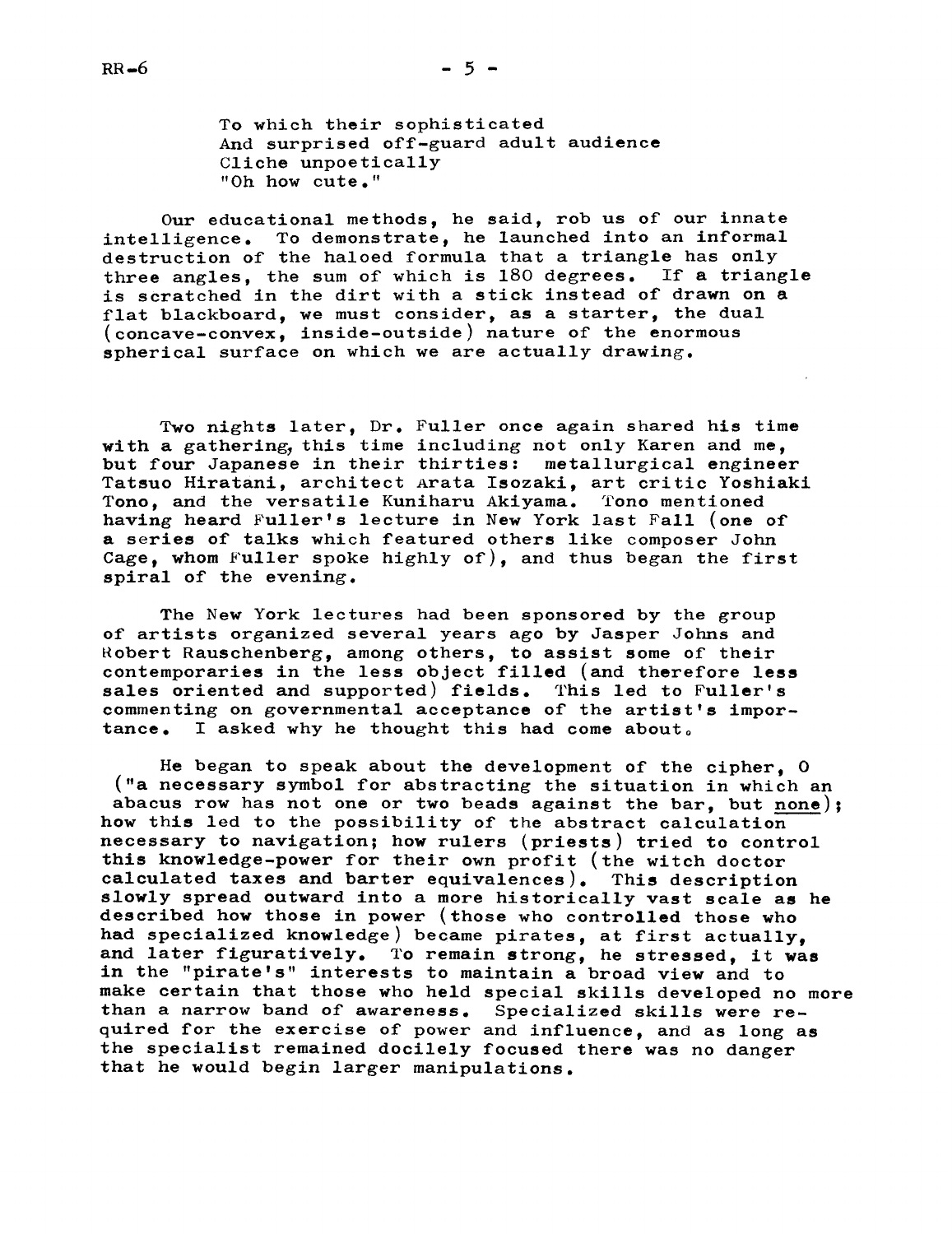To which their sophisticated
And surprised off-guard adult audience
Cliche unpoetically
"Oh how cute."

Our educational methods, he said, rob us of our innate intelligence. To demonstrate, he launched into an informal destruction of the haloed formula that a triangle has only three angles, the sum of which is 180 degrees. If a triangle is scratched in the dirt with a stick instead of drawn on a flat blackboard, we must consider, as a starter, the dual (concave-convex, inside-outside) nature of the enormous spherical surface on which we are actually drawing.

Two nights later, Dr. Fuller once again shared his time with a gathering, this time including not only Karen and me, but four Japanese in their thirties: metallurgical engineer Tatsuo Hiratani, architect Arata Isozaki, art critic Yoshiaki Tono, and the versatile Kuniharu Akiyama. Tono mentioned having heard Fuller's lecture in New York last Fall (one of a series of talks which featured others like composer John Cage, whom Fuller spoke highly of), and thus began the first spiral of the evening.

The New York lectures had been sponsored by the group of artists organized several years ago by Jasper Johns and Robert Rauschenberg, among others, to assist some of their contemporaries in the less object filled (and therefore less sales oriented and supported) fields. This led to Fuller's commenting on governmental acceptance of the artist's importance. I asked why he thought this had come about.

He began to speak about the development of the cipher, 0 ("a necessary symbol for abstracting the situation in which an abacus row has not one or two beads against the bar, but <u>none</u>); how this led to the possibility of the abstract calculation necessary to navigation; how rulers (priests) tried to control this knowledge-power for their own profit (the witch doctor calculated taxes and barter equivalences). This description slowly spread outward into a more historically vast scale as he described how those in power (those who controlled those who had specialized knowledge) became pirates, at first actually, and later figuratively. To remain strong, he stressed, it was in the "pirate's" interests to maintain a broad view and to make certain that those who held special skills developed no more than a narrow band of awareness. Specialized skills were required for the exercise of power and influence, and as long as the specialist remained docilely focused there was no danger that he would begin larger manipulations.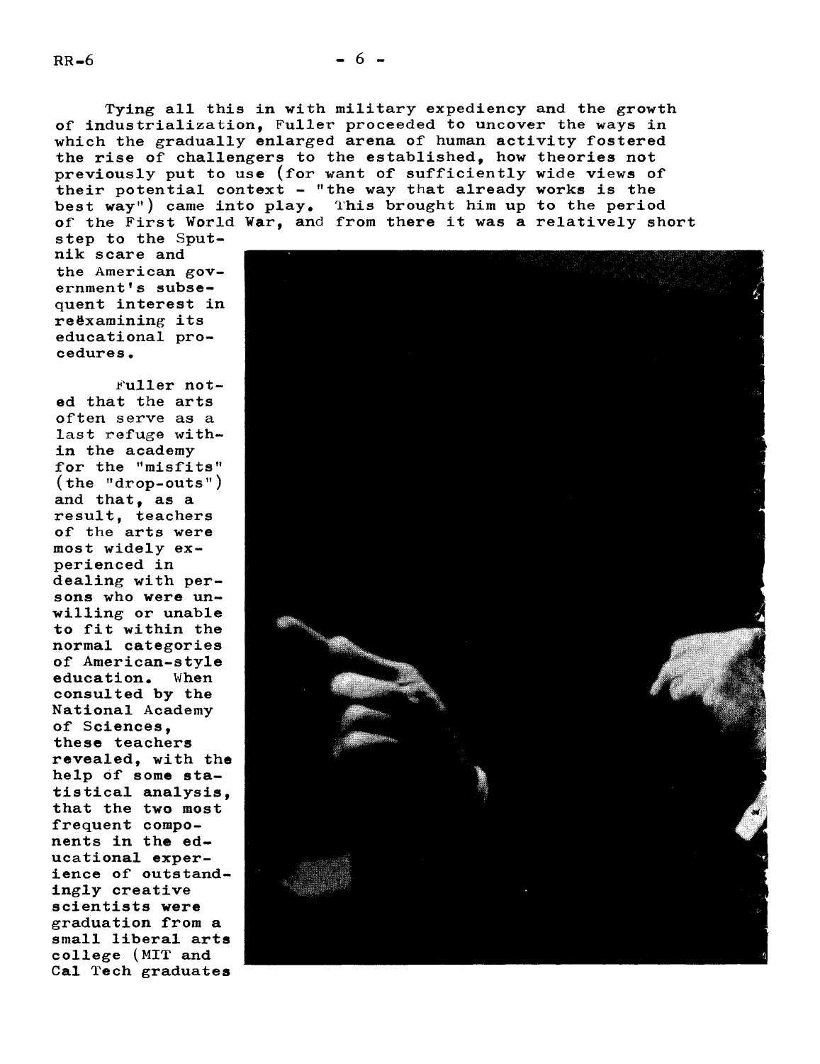Tying all this in with military expediency and the growth of industrialization, Fuller proceeded to uncover the ways in which the gradually enlarged arena of human activity fostered the rise of challengers to the established, how theories not previously put to use (for want of sufficiently wide views of their potential context - "the way that already works is the best way") came into play. This brought him up to the period of the First World War, and from there it was a relatively short step to the Sputnik scare and the American government's subsequent interest in reëxamining its educational procedures.

Fuller noted that the arts often serve as a last refuge within the academy for the "misfits" (the "drop-outs") and that, as a result, teachers of the arts were most widely experienced in dealing with persons who were unwilling or unable to fit within the normal categories of American-style education. When consulted by the National Academy of Sciences, these teachers revealed, with the help of some statistical analysis, that the two most frequent components in the educational experience of outstandingly creative scientists were graduation from a small liberal arts college (MIT and Cal Tech graduates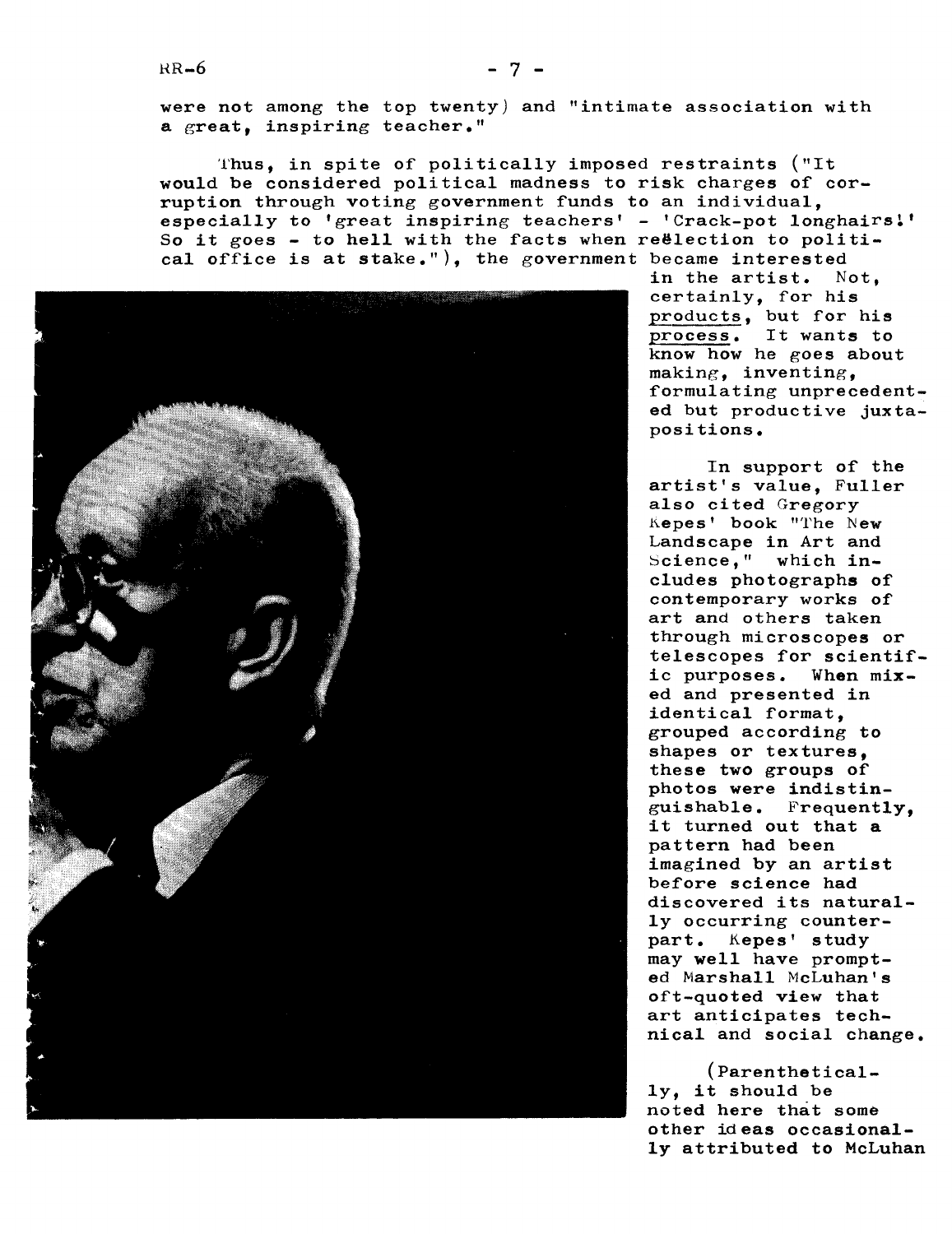were not among the top twenty) and "intimate association with a great, inspiring teacher."

Thus, in spite of politically imposed restraints ("It would be considered political madness to risk charges of corruption through voting government funds to an individual, especially to 'great inspiring teachers' - 'Crack-pot longhairs!' So it goes - to hell with the facts when reëlection to political office is at stake."), the government became interested in the artist. Not, certainly, for his <u>products</u>, but for his <u>process</u>. It wants to know how he goes about making, inventing, formulating unprecedented but productive juxtapositions.

In support of the artist's value, Fuller also cited Gregory Kepes' book "The New Landscape in Art and Science," which includes photographs of contemporary works of art and others taken through microscopes or telescopes for scientific purposes. When mixed and presented in identical format, grouped according to shapes or textures, these two groups of photos were indistinguishable. Frequently, it turned out that a pattern had been imagined by an artist before science had discovered its naturally occurring counterpart. Kepes' study may well have prompted Marshall McLuhan's oft-quoted view that art anticipates technical and social change.

(Parenthetically, it should be noted here that some other ideas occasionally attributed to McLuhan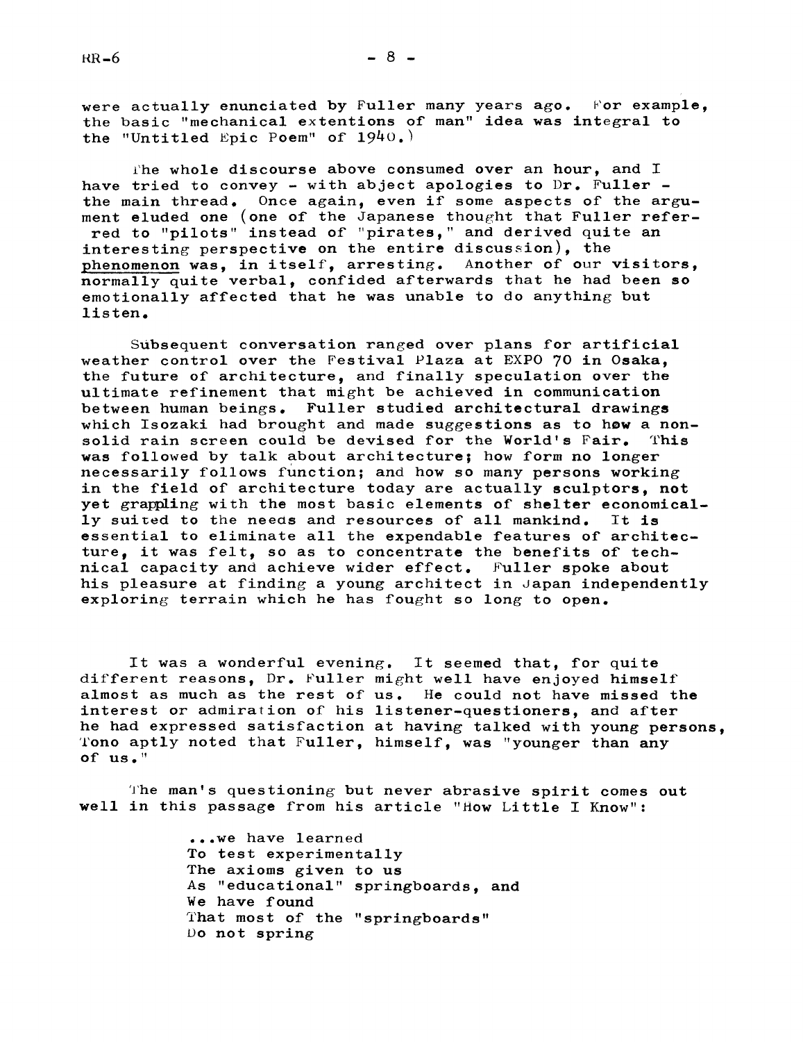were actually enunciated by Fuller many years ago. For example, the basic "mechanical extentions of man" idea was integral to the "Untitled Epic Poem" of 1940.)

The whole discourse above consumed over an hour, and I have tried to convey - with abject apologies to Dr. Fuller - the main thread. Once again, even if some aspects of the argument eluded one (one of the Japanese thought that Fuller referred to "pilots" instead of "pirates," and derived quite an interesting perspective on the entire discussion), the <u>phenomenon</u> was, in itself, arresting. Another of our visitors, normally quite verbal, confided afterwards that he had been so emotionally affected that he was unable to do anything but listen.

Subsequent conversation ranged over plans for artificial weather control over the Festival Plaza at EXPO 70 in Osaka, the future of architecture, and finally speculation over the ultimate refinement that might be achieved in communication between human beings. Fuller studied architectural drawings which Isozaki had brought and made suggestions as to how a non-solid rain screen could be devised for the World's Fair. This was followed by talk about architecture; how form no longer necessarily follows function; and how so many persons working in the field of architecture today are actually sculptors, not yet grappling with the most basic elements of shelter economically suited to the needs and resources of all mankind. It is essential to eliminate all the expendable features of architecture, it was felt, so as to concentrate the benefits of technical capacity and achieve wider effect. Fuller spoke about his pleasure at finding a young architect in Japan independently exploring terrain which he has fought so long to open.

It was a wonderful evening. It seemed that, for quite different reasons, Dr. Fuller might well have enjoyed himself almost as much as the rest of us. He could not have missed the interest or admiration of his listener-questioners, and after he had expressed satisfaction at having talked with young persons, Tono aptly noted that Fuller, himself, was "younger than any of us."

The man's questioning but never abrasive spirit comes out well in this passage from his article "How Little I Know":

> ...we have learned
> To test experimentally
> The axioms given to us
> As "educational" springboards, and
> We have found
> That most of the "springboards"
> Do not spring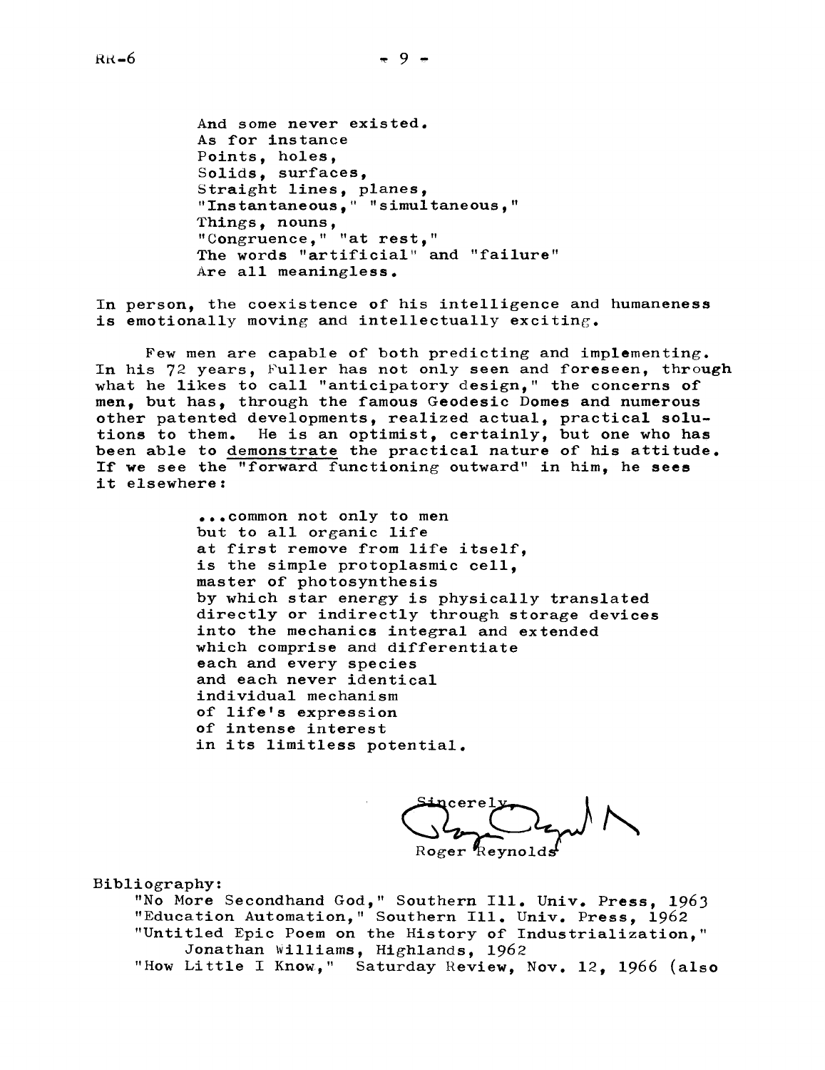And some never existed.
As for instance
Points, holes,
Solids, surfaces,
Straight lines, planes,
"Instantaneous," "simultaneous,"
Things, nouns,
"Congruence," "at rest,"
The words "artificial" and "failure"
Are all meaningless.

In person, the coexistence of his intelligence and humaneness is emotionally moving and intellectually exciting.

Few men are capable of both predicting and implementing. In his 72 years, Fuller has not only seen and foreseen, through what he likes to call "anticipatory design," the concerns of men, but has, through the famous Geodesic Domes and numerous other patented developments, realized actual, practical solutions to them. He is an optimist, certainly, but one who has been able to <u>demonstrate</u> the practical nature of his attitude. If we see the "forward functioning outward" in him, he sees it elsewhere:

...common not only to men
but to all organic life
at first remove from life itself,
is the simple protoplasmic cell,
master of photosynthesis
by which star energy is physically translated
directly or indirectly through storage devices
into the mechanics integral and extended
which comprise and differentiate
each and every species
and each never identical
individual mechanism
of life's expression
of intense interest
in its limitless potential.

Sincerely,

Roger Reynolds

Bibliography:

"No More Secondhand God," Southern Ill. Univ. Press, 1963
"Education Automation," Southern Ill. Univ. Press, 1962
"Untitled Epic Poem on the History of Industrialization," Jonathan Williams, Highlands, 1962
"How Little I Know," Saturday Review, Nov. 12, 1966 (also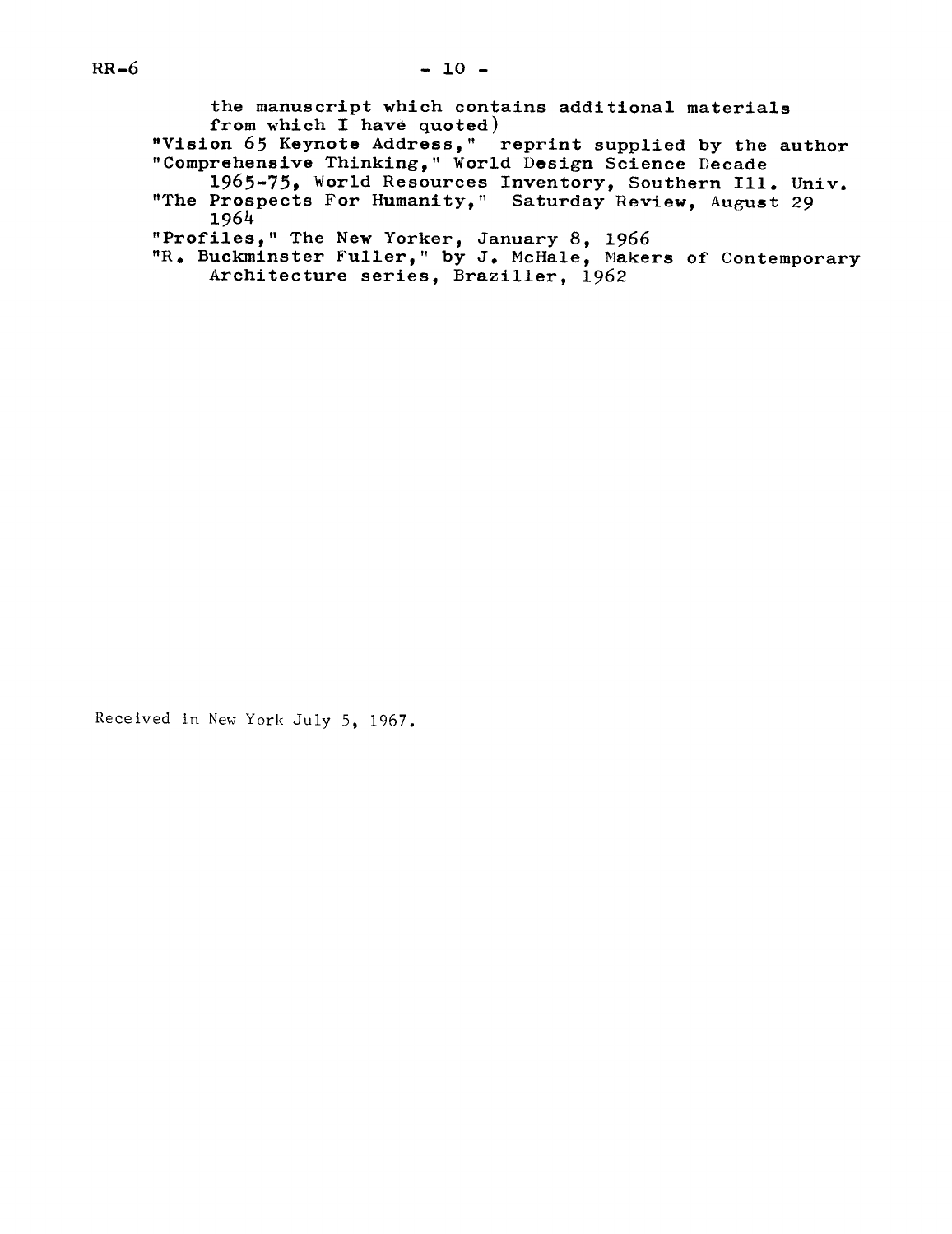the manuscript which contains additional materials from which I have quoted)

"Vision 65 Keynote Address," reprint supplied by the author

"Comprehensive Thinking," World Design Science Decade 1965-75, World Resources Inventory, Southern Ill. Univ.

"The Prospects For Humanity," Saturday Review, August 29 1964

"Profiles," The New Yorker, January 8, 1966

"R. Buckminster Fuller," by J. McHale, Makers of Contemporary Architecture series, Braziller, 1962

Received in New York July 5, 1967.